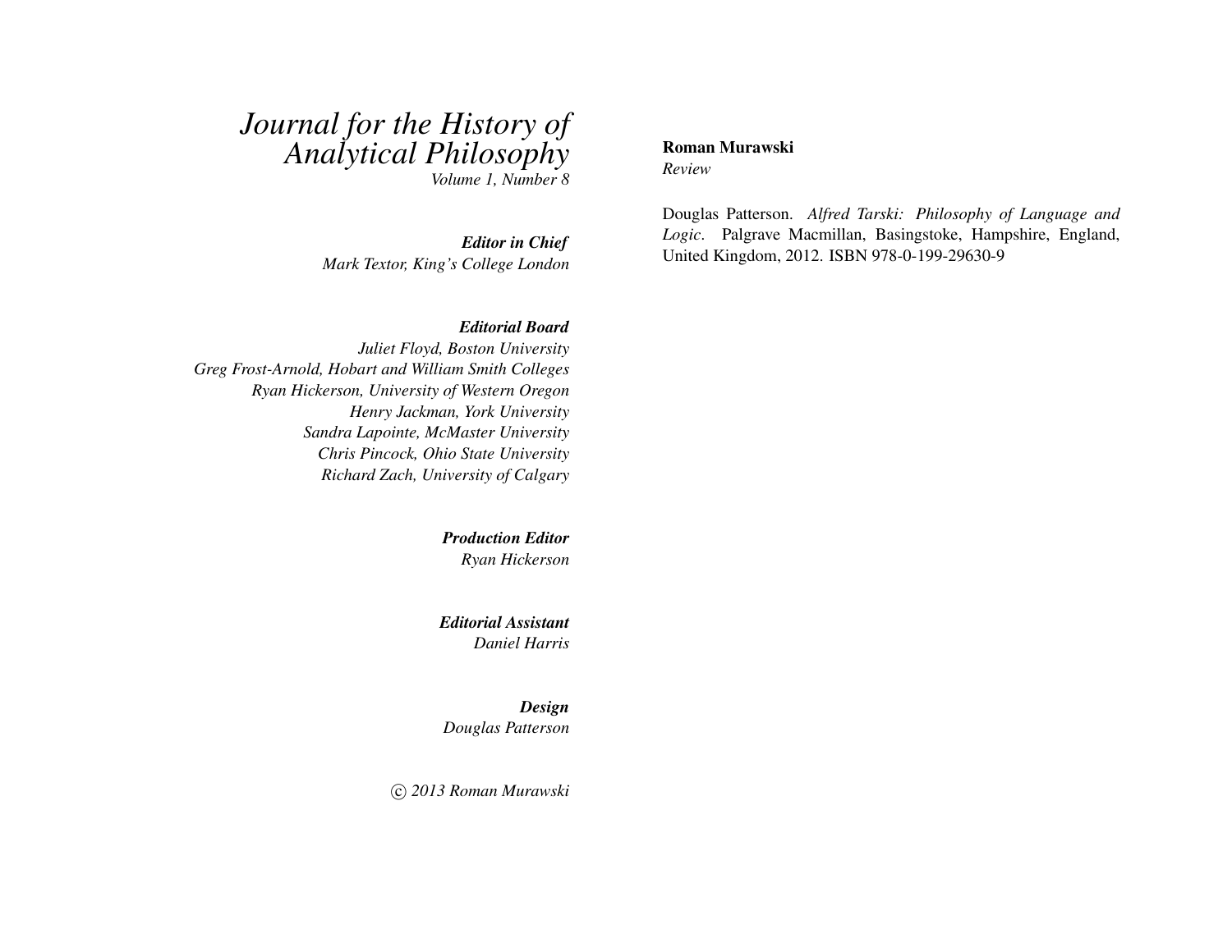# *Journal for the History of Analytical Philosophy*

*Volume 1, Number 8*

***Editor in Chief***
*Mark Textor, King's College London*

***Editorial Board***
*Juliet Floyd, Boston University*
*Greg Frost-Arnold, Hobart and William Smith Colleges*
*Ryan Hickerson, University of Western Oregon*
*Henry Jackman, York University*
*Sandra Lapointe, McMaster University*
*Chris Pincock, Ohio State University*
*Richard Zach, University of Calgary*

***Production Editor***
*Ryan Hickerson*

***Editorial Assistant***
*Daniel Harris*

***Design***
*Douglas Patterson*

*© 2013 Roman Murawski*

**Roman Murawski**
*Review*

Douglas Patterson. *Alfred Tarski: Philosophy of Language and Logic*. Palgrave Macmillan, Basingstoke, Hampshire, England, United Kingdom, 2012. ISBN 978-0-199-29630-9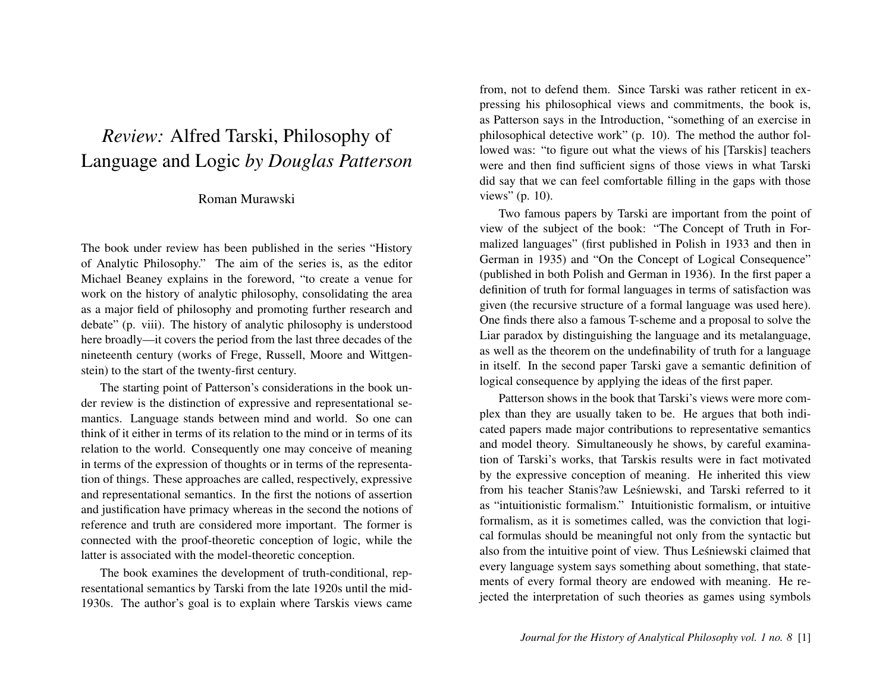# *Review:* Alfred Tarski, Philosophy of Language and Logic *by Douglas Patterson*

Roman Murawski

The book under review has been published in the series "History of Analytic Philosophy." The aim of the series is, as the editor Michael Beaney explains in the foreword, "to create a venue for work on the history of analytic philosophy, consolidating the area as a major field of philosophy and promoting further research and debate" (p. viii). The history of analytic philosophy is understood here broadly—it covers the period from the last three decades of the nineteenth century (works of Frege, Russell, Moore and Wittgenstein) to the start of the twenty-first century.

The starting point of Patterson's considerations in the book under review is the distinction of expressive and representational semantics. Language stands between mind and world. So one can think of it either in terms of its relation to the mind or in terms of its relation to the world. Consequently one may conceive of meaning in terms of the expression of thoughts or in terms of the representation of things. These approaches are called, respectively, expressive and representational semantics. In the first the notions of assertion and justification have primacy whereas in the second the notions of reference and truth are considered more important. The former is connected with the proof-theoretic conception of logic, while the latter is associated with the model-theoretic conception.

The book examines the development of truth-conditional, representational semantics by Tarski from the late 1920s until the mid-1930s. The author's goal is to explain where Tarskis views came from, not to defend them. Since Tarski was rather reticent in expressing his philosophical views and commitments, the book is, as Patterson says in the Introduction, "something of an exercise in philosophical detective work" (p. 10). The method the author followed was: "to figure out what the views of his [Tarskis] teachers were and then find sufficient signs of those views in what Tarski did say that we can feel comfortable filling in the gaps with those views" (p. 10).

Two famous papers by Tarski are important from the point of view of the subject of the book: "The Concept of Truth in Formalized languages" (first published in Polish in 1933 and then in German in 1935) and "On the Concept of Logical Consequence" (published in both Polish and German in 1936). In the first paper a definition of truth for formal languages in terms of satisfaction was given (the recursive structure of a formal language was used here). One finds there also a famous T-scheme and a proposal to solve the Liar paradox by distinguishing the language and its metalanguage, as well as the theorem on the undefinability of truth for a language in itself. In the second paper Tarski gave a semantic definition of logical consequence by applying the ideas of the first paper.

Patterson shows in the book that Tarski's views were more complex than they are usually taken to be. He argues that both indicated papers made major contributions to representative semantics and model theory. Simultaneously he shows, by careful examination of Tarski's works, that Tarskis results were in fact motivated by the expressive conception of meaning. He inherited this view from his teacher Stanis?aw Leśniewski, and Tarski referred to it as "intuitionistic formalism." Intuitionistic formalism, or intuitive formalism, as it is sometimes called, was the conviction that logical formulas should be meaningful not only from the syntactic but also from the intuitive point of view. Thus Leśniewski claimed that every language system says something about something, that statements of every formal theory are endowed with meaning. He rejected the interpretation of such theories as games using symbols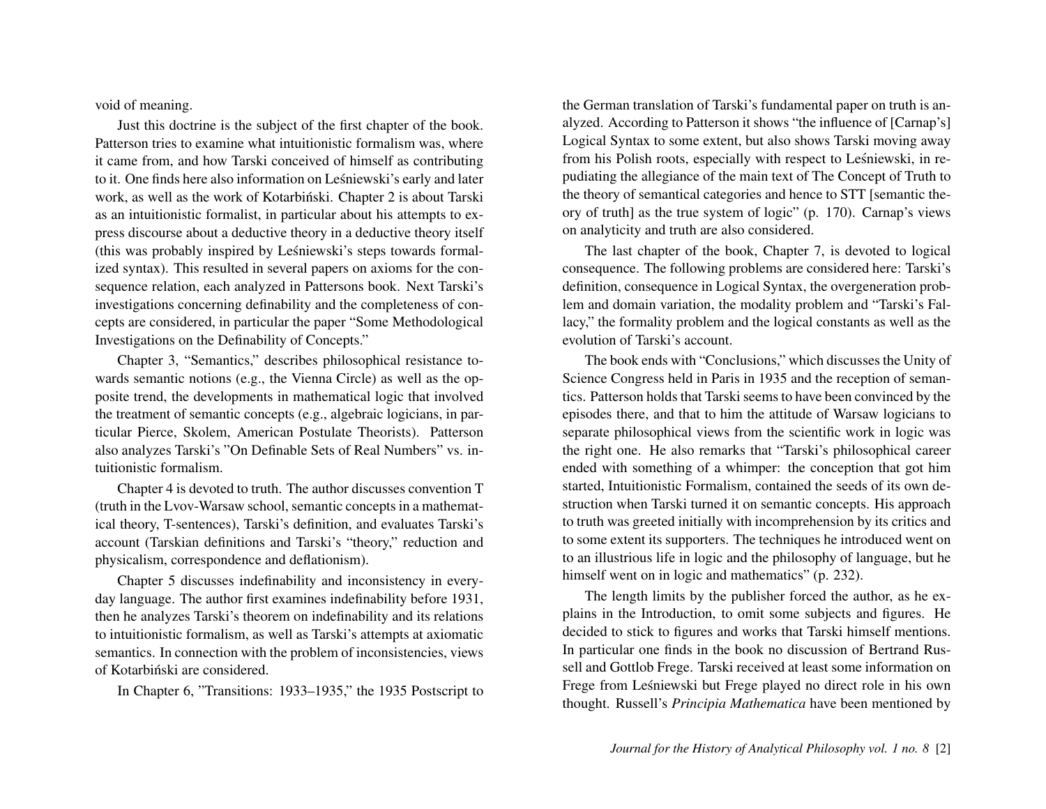void of meaning.

Just this doctrine is the subject of the first chapter of the book. Patterson tries to examine what intuitionistic formalism was, where it came from, and how Tarski conceived of himself as contributing to it. One finds here also information on Leśniewski's early and later work, as well as the work of Kotarbiński. Chapter 2 is about Tarski as an intuitionistic formalist, in particular about his attempts to express discourse about a deductive theory in a deductive theory itself (this was probably inspired by Leśniewski's steps towards formalized syntax). This resulted in several papers on axioms for the consequence relation, each analyzed in Pattersons book. Next Tarski's investigations concerning definability and the completeness of concepts are considered, in particular the paper "Some Methodological Investigations on the Definability of Concepts."

Chapter 3, "Semantics," describes philosophical resistance towards semantic notions (e.g., the Vienna Circle) as well as the opposite trend, the developments in mathematical logic that involved the treatment of semantic concepts (e.g., algebraic logicians, in particular Pierce, Skolem, American Postulate Theorists). Patterson also analyzes Tarski's "On Definable Sets of Real Numbers" vs. intuitionistic formalism.

Chapter 4 is devoted to truth. The author discusses convention T (truth in the Lvov-Warsaw school, semantic concepts in a mathematical theory, T-sentences), Tarski's definition, and evaluates Tarski's account (Tarskian definitions and Tarski's "theory," reduction and physicalism, correspondence and deflationism).

Chapter 5 discusses indefinability and inconsistency in everyday language. The author first examines indefinability before 1931, then he analyzes Tarski's theorem on indefinability and its relations to intuitionistic formalism, as well as Tarski's attempts at axiomatic semantics. In connection with the problem of inconsistencies, views of Kotarbiński are considered.

In Chapter 6, "Transitions: 1933–1935," the 1935 Postscript to the German translation of Tarski's fundamental paper on truth is analyzed. According to Patterson it shows "the influence of [Carnap's] Logical Syntax to some extent, but also shows Tarski moving away from his Polish roots, especially with respect to Leśniewski, in repudiating the allegiance of the main text of The Concept of Truth to the theory of semantical categories and hence to STT [semantic theory of truth] as the true system of logic" (p. 170). Carnap's views on analyticity and truth are also considered.

The last chapter of the book, Chapter 7, is devoted to logical consequence. The following problems are considered here: Tarski's definition, consequence in Logical Syntax, the overgeneration problem and domain variation, the modality problem and "Tarski's Fallacy," the formality problem and the logical constants as well as the evolution of Tarski's account.

The book ends with "Conclusions," which discusses the Unity of Science Congress held in Paris in 1935 and the reception of semantics. Patterson holds that Tarski seems to have been convinced by the episodes there, and that to him the attitude of Warsaw logicians to separate philosophical views from the scientific work in logic was the right one. He also remarks that "Tarski's philosophical career ended with something of a whimper: the conception that got him started, Intuitionistic Formalism, contained the seeds of its own destruction when Tarski turned it on semantic concepts. His approach to truth was greeted initially with incomprehension by its critics and to some extent its supporters. The techniques he introduced went on to an illustrious life in logic and the philosophy of language, but he himself went on in logic and mathematics" (p. 232).

The length limits by the publisher forced the author, as he explains in the Introduction, to omit some subjects and figures. He decided to stick to figures and works that Tarski himself mentions. In particular one finds in the book no discussion of Bertrand Russell and Gottlob Frege. Tarski received at least some information on Frege from Leśniewski but Frege played no direct role in his own thought. Russell's *Principia Mathematica* have been mentioned by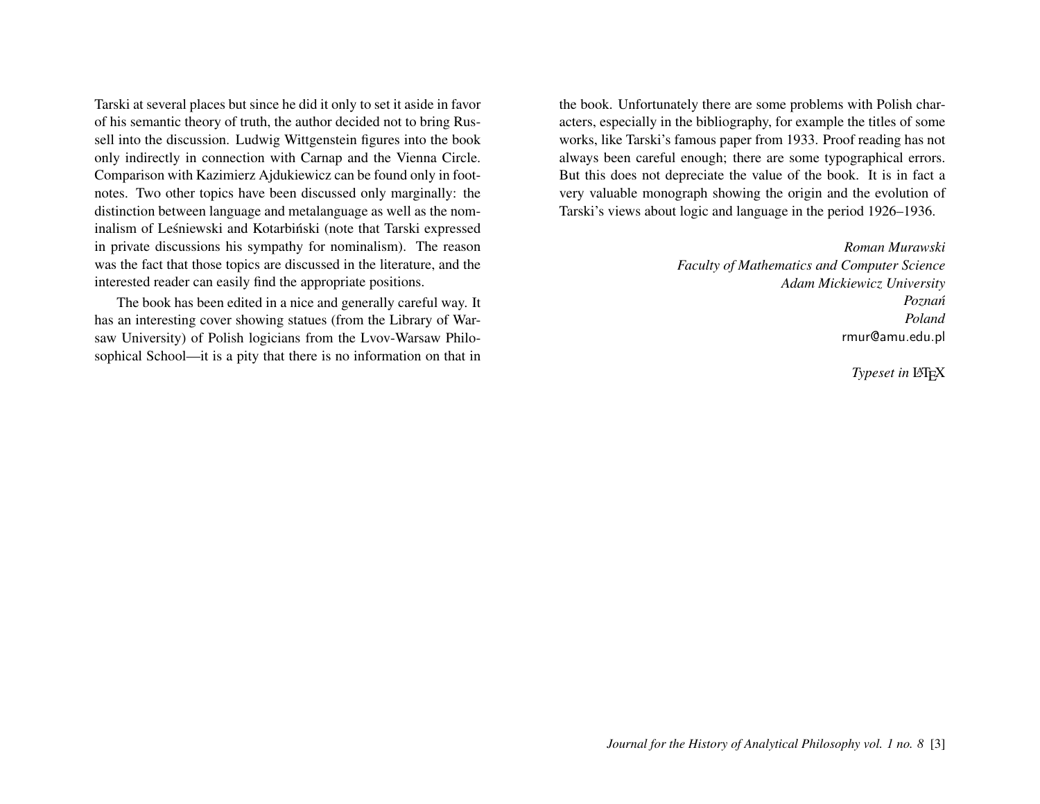Tarski at several places but since he did it only to set it aside in favor of his semantic theory of truth, the author decided not to bring Russell into the discussion. Ludwig Wittgenstein figures into the book only indirectly in connection with Carnap and the Vienna Circle. Comparison with Kazimierz Ajdukiewicz can be found only in footnotes. Two other topics have been discussed only marginally: the distinction between language and metalanguage as well as the nominalism of Leśniewski and Kotarbiński (note that Tarski expressed in private discussions his sympathy for nominalism). The reason was the fact that those topics are discussed in the literature, and the interested reader can easily find the appropriate positions.

The book has been edited in a nice and generally careful way. It has an interesting cover showing statues (from the Library of Warsaw University) of Polish logicians from the Lvov-Warsaw Philosophical School—it is a pity that there is no information on that in the book. Unfortunately there are some problems with Polish characters, especially in the bibliography, for example the titles of some works, like Tarski's famous paper from 1933. Proof reading has not always been careful enough; there are some typographical errors. But this does not depreciate the value of the book. It is in fact a very valuable monograph showing the origin and the evolution of Tarski's views about logic and language in the period 1926–1936.

*Roman Murawski*
*Faculty of Mathematics and Computer Science*
*Adam Mickiewicz University*
*Poznań*
*Poland*
rmur@amu.edu.pl

*Typeset in* LaTeX